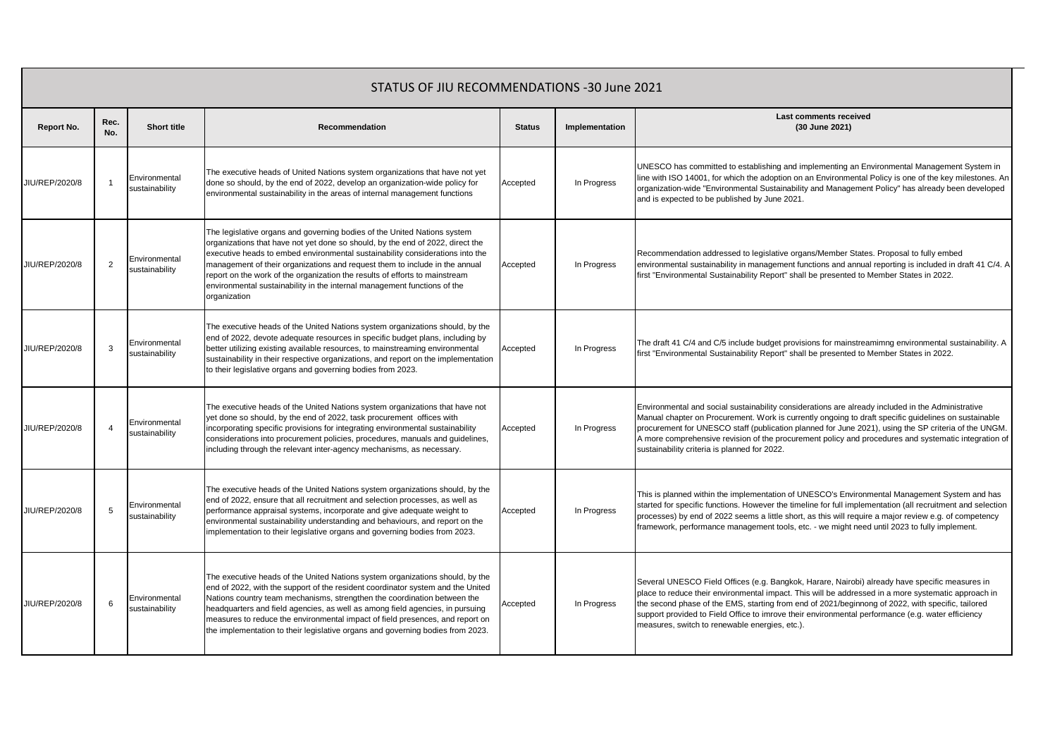# STATUS OF JIU RECOMMENDATIONS -30 June 2021

| Report No. | Rec. No. | Short title | Recommendation | Status | Implementation | Last comments received (30 June 2021) |
|---|---|---|---|---|---|---|
| JIU/REP/2020/8 | 1 | Environmental sustainability | The executive heads of United Nations system organizations that have not yet done so should, by the end of 2022, develop an organization-wide policy for environmental sustainability in the areas of internal management functions | Accepted | In Progress | UNESCO has committed to establishing and implementing an Environmental Management System in line with ISO 14001, for which the adoption on an Environmental Policy is one of the key milestones. An organization-wide "Environmental Sustainability and Management Policy" has already been developed and is expected to be published by June 2021. |
| JIU/REP/2020/8 | 2 | Environmental sustainability | The legislative organs and governing bodies of the United Nations system organizations that have not yet done so should, by the end of 2022, direct the executive heads to embed environmental sustainability considerations into the management of their organizations and request them to include in the annual report on the work of the organization the results of efforts to mainstream environmental sustainability in the internal management functions of the organization | Accepted | In Progress | Recommendation addressed to legislative organs/Member States. Proposal to fully embed environmental sustainability in management functions and annual reporting is included in draft 41 C/4. A first "Environmental Sustainability Report" shall be presented to Member States in 2022. |
| JIU/REP/2020/8 | 3 | Environmental sustainability | The executive heads of the United Nations system organizations should, by the end of 2022, devote adequate resources in specific budget plans, including by better utilizing existing available resources, to mainstreaming environmental sustainability in their respective organizations, and report on the implementation to their legislative organs and governing bodies from 2023. | Accepted | In Progress | The draft 41 C/4 and C/5 include budget provisions for mainstreamimng environmental sustainability. A first "Environmental Sustainability Report" shall be presented to Member States in 2022. |
| JIU/REP/2020/8 | 4 | Environmental sustainability | The executive heads of the United Nations system organizations that have not yet done so should, by the end of 2022, task procurement offices with incorporating specific provisions for integrating environmental sustainability considerations into procurement policies, procedures, manuals and guidelines, including through the relevant inter-agency mechanisms, as necessary. | Accepted | In Progress | Environmental and social sustainability considerations are already included in the Administrative Manual chapter on Procurement. Work is currently ongoing to draft specific guidelines on sustainable procurement for UNESCO staff (publication planned for June 2021), using the SP criteria of the UNGM. A more comprehensive revision of the procurement policy and procedures and systematic integration of sustainability criteria is planned for 2022. |
| JIU/REP/2020/8 | 5 | Environmental sustainability | The executive heads of the United Nations system organizations should, by the end of 2022, ensure that all recruitment and selection processes, as well as performance appraisal systems, incorporate and give adequate weight to environmental sustainability understanding and behaviours, and report on the implementation to their legislative organs and governing bodies from 2023. | Accepted | In Progress | This is planned within the implementation of UNESCO's Environmental Management System and has started for specific functions. However the timeline for full implementation (all recruitment and selection processes) by end of 2022 seems a little short, as this will require a major review e.g. of competency framework, performance management tools, etc. - we might need until 2023 to fully implement. |
| JIU/REP/2020/8 | 6 | Environmental sustainability | The executive heads of the United Nations system organizations should, by the end of 2022, with the support of the resident coordinator system and the United Nations country team mechanisms, strengthen the coordination between the headquarters and field agencies, as well as among field agencies, in pursuing measures to reduce the environmental impact of field presences, and report on the implementation to their legislative organs and governing bodies from 2023. | Accepted | In Progress | Several UNESCO Field Offices (e.g. Bangkok, Harare, Nairobi) already have specific measures in place to reduce their environmental impact. This will be addressed in a more systematic approach in the second phase of the EMS, starting from end of 2021/beginnong of 2022, with specific, tailored support provided to Field Office to imrove their environmental performance (e.g. water efficiency measures, switch to renewable energies, etc.). |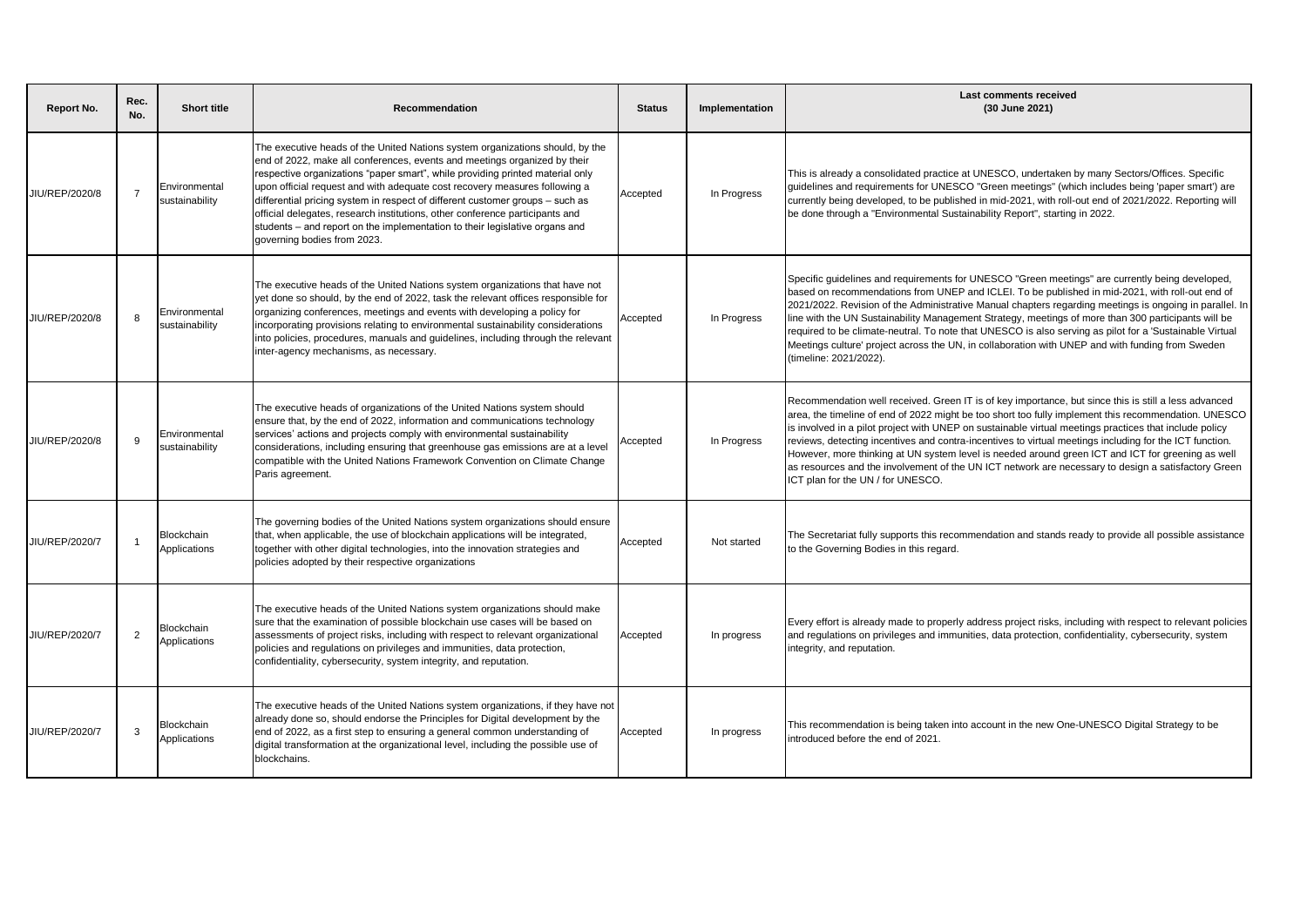| Report No. | Rec. No. | Short title | Recommendation | Status | Implementation | Last comments received (30 June 2021) |
|---|---|---|---|---|---|---|
| JIU/REP/2020/8 | 7 | Environmental sustainability | The executive heads of the United Nations system organizations should, by the end of 2022, make all conferences, events and meetings organized by their respective organizations "paper smart", while providing printed material only upon official request and with adequate cost recovery measures following a differential pricing system in respect of different customer groups – such as official delegates, research institutions, other conference participants and students – and report on the implementation to their legislative organs and governing bodies from 2023. | Accepted | In Progress | This is already a consolidated practice at UNESCO, undertaken by many Sectors/Offices. Specific guidelines and requirements for UNESCO "Green meetings" (which includes being 'paper smart') are currently being developed, to be published in mid-2021, with roll-out end of 2021/2022. Reporting will be done through a "Environmental Sustainability Report", starting in 2022. |
| JIU/REP/2020/8 | 8 | Environmental sustainability | The executive heads of the United Nations system organizations that have not yet done so should, by the end of 2022, task the relevant offices responsible for organizing conferences, meetings and events with developing a policy for incorporating provisions relating to environmental sustainability considerations into policies, procedures, manuals and guidelines, including through the relevant inter-agency mechanisms, as necessary. | Accepted | In Progress | Specific guidelines and requirements for UNESCO "Green meetings" are currently being developed, based on recommendations from UNEP and ICLEI. To be published in mid-2021, with roll-out end of 2021/2022. Revision of the Administrative Manual chapters regarding meetings is ongoing in parallel. In line with the UN Sustainability Management Strategy, meetings of more than 300 participants will be required to be climate-neutral. To note that UNESCO is also serving as pilot for a 'Sustainable Virtual Meetings culture' project across the UN, in collaboration with UNEP and with funding from Sweden (timeline: 2021/2022). |
| JIU/REP/2020/8 | 9 | Environmental sustainability | The executive heads of organizations of the United Nations system should ensure that, by the end of 2022, information and communications technology services' actions and projects comply with environmental sustainability considerations, including ensuring that greenhouse gas emissions are at a level compatible with the United Nations Framework Convention on Climate Change Paris agreement. | Accepted | In Progress | Recommendation well received. Green IT is of key importance, but since this is still a less advanced area, the timeline of end of 2022 might be too short too fully implement this recommendation. UNESCO is involved in a pilot project with UNEP on sustainable virtual meetings practices that include policy reviews, detecting incentives and contra-incentives to virtual meetings including for the ICT function. However, more thinking at UN system level is needed around green ICT and ICT for greening as well as resources and the involvement of the UN ICT network are necessary to design a satisfactory Green ICT plan for the UN / for UNESCO. |
| JIU/REP/2020/7 | 1 | Blockchain Applications | The governing bodies of the United Nations system organizations should ensure that, when applicable, the use of blockchain applications will be integrated, together with other digital technologies, into the innovation strategies and policies adopted by their respective organizations | Accepted | Not started | The Secretariat fully supports this recommendation and stands ready to provide all possible assistance to the Governing Bodies in this regard. |
| JIU/REP/2020/7 | 2 | Blockchain Applications | The executive heads of the United Nations system organizations should make sure that the examination of possible blockchain use cases will be based on assessments of project risks, including with respect to relevant organizational policies and regulations on privileges and immunities, data protection, confidentiality, cybersecurity, system integrity, and reputation. | Accepted | In progress | Every effort is already made to properly address project risks, including with respect to relevant policies and regulations on privileges and immunities, data protection, confidentiality, cybersecurity, system integrity, and reputation. |
| JIU/REP/2020/7 | 3 | Blockchain Applications | The executive heads of the United Nations system organizations, if they have not already done so, should endorse the Principles for Digital development by the end of 2022, as a first step to ensuring a general common understanding of digital transformation at the organizational level, including the possible use of blockchains. | Accepted | In progress | This recommendation is being taken into account in the new One-UNESCO Digital Strategy to be introduced before the end of 2021. |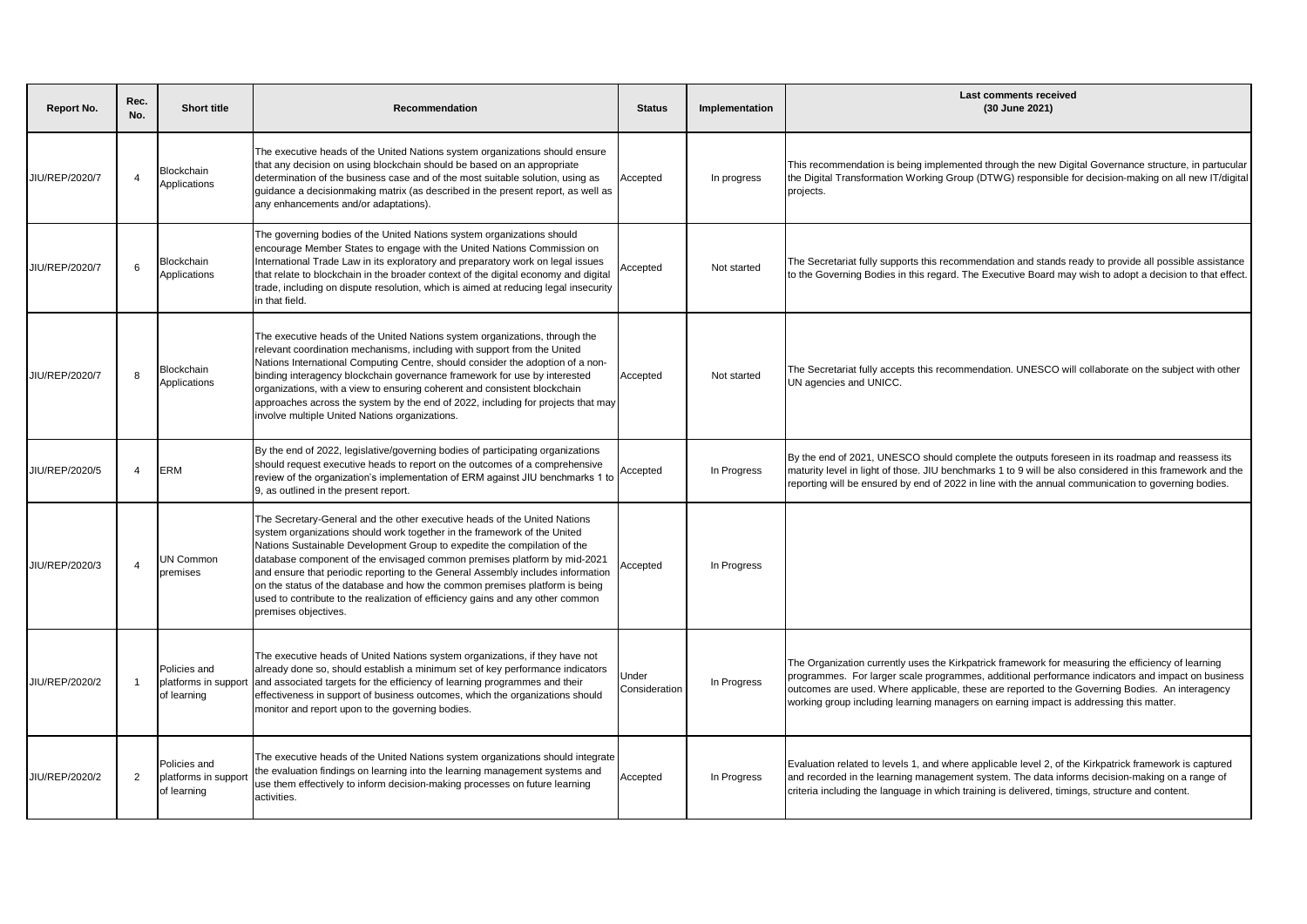| Report No. | Rec. No. | Short title | Recommendation | Status | Implementation | Last comments received (30 June 2021) |
|---|---|---|---|---|---|---|
| JIU/REP/2020/7 | 4 | Blockchain Applications | The executive heads of the United Nations system organizations should ensure that any decision on using blockchain should be based on an appropriate determination of the business case and of the most suitable solution, using as guidance a decisionmaking matrix (as described in the present report, as well as any enhancements and/or adaptations). | Accepted | In progress | This recommendation is being implemented through the new Digital Governance structure, in particular the Digital Transformation Working Group (DTWG) responsible for decision-making on all new IT/digital projects. |
| JIU/REP/2020/7 | 6 | Blockchain Applications | The governing bodies of the United Nations system organizations should encourage Member States to engage with the United Nations Commission on International Trade Law in its exploratory and preparatory work on legal issues that relate to blockchain in the broader context of the digital economy and digital trade, including on dispute resolution, which is aimed at reducing legal insecurity in that field. | Accepted | Not started | The Secretariat fully supports this recommendation and stands ready to provide all possible assistance to the Governing Bodies in this regard. The Executive Board may wish to adopt a decision to that effect. |
| JIU/REP/2020/7 | 8 | Blockchain Applications | The executive heads of the United Nations system organizations, through the relevant coordination mechanisms, including with support from the United Nations International Computing Centre, should consider the adoption of a non-binding interagency blockchain governance framework for use by interested organizations, with a view to ensuring coherent and consistent blockchain approaches across the system by the end of 2022, including for projects that may involve multiple United Nations organizations. | Accepted | Not started | The Secretariat fully accepts this recommendation. UNESCO will collaborate on the subject with other UN agencies and UNICC. |
| JIU/REP/2020/5 | 4 | ERM | By the end of 2022, legislative/governing bodies of participating organizations should request executive heads to report on the outcomes of a comprehensive review of the organization's implementation of ERM against JIU benchmarks 1 to 9, as outlined in the present report. | Accepted | In Progress | By the end of 2021, UNESCO should complete the outputs foreseen in its roadmap and reassess its maturity level in light of those. JIU benchmarks 1 to 9 will be also considered in this framework and the reporting will be ensured by end of 2022 in line with the annual communication to governing bodies. |
| JIU/REP/2020/3 | 4 | UN Common premises | The Secretary-General and the other executive heads of the United Nations system organizations should work together in the framework of the United Nations Sustainable Development Group to expedite the compilation of the database component of the envisaged common premises platform by mid-2021 and ensure that periodic reporting to the General Assembly includes information on the status of the database and how the common premises platform is being used to contribute to the realization of efficiency gains and any other common premises objectives. | Accepted | In Progress | |
| JIU/REP/2020/2 | 1 | Policies and platforms in support of learning | The executive heads of United Nations system organizations, if they have not already done so, should establish a minimum set of key performance indicators and associated targets for the efficiency of learning programmes and their effectiveness in support of business outcomes, which the organizations should monitor and report upon to the governing bodies. | Under Consideration | In Progress | The Organization currently uses the Kirkpatrick framework for measuring the efficiency of learning programmes. For larger scale programmes, additional performance indicators and impact on business outcomes are used. Where applicable, these are reported to the Governing Bodies. An interagency working group including learning managers on earning impact is addressing this matter. |
| JIU/REP/2020/2 | 2 | Policies and platforms in support of learning | The executive heads of the United Nations system organizations should integrate the evaluation findings on learning into the learning management systems and use them effectively to inform decision-making processes on future learning activities. | Accepted | In Progress | Evaluation related to levels 1, and where applicable level 2, of the Kirkpatrick framework is captured and recorded in the learning management system. The data informs decision-making on a range of criteria including the language in which training is delivered, timings, structure and content. |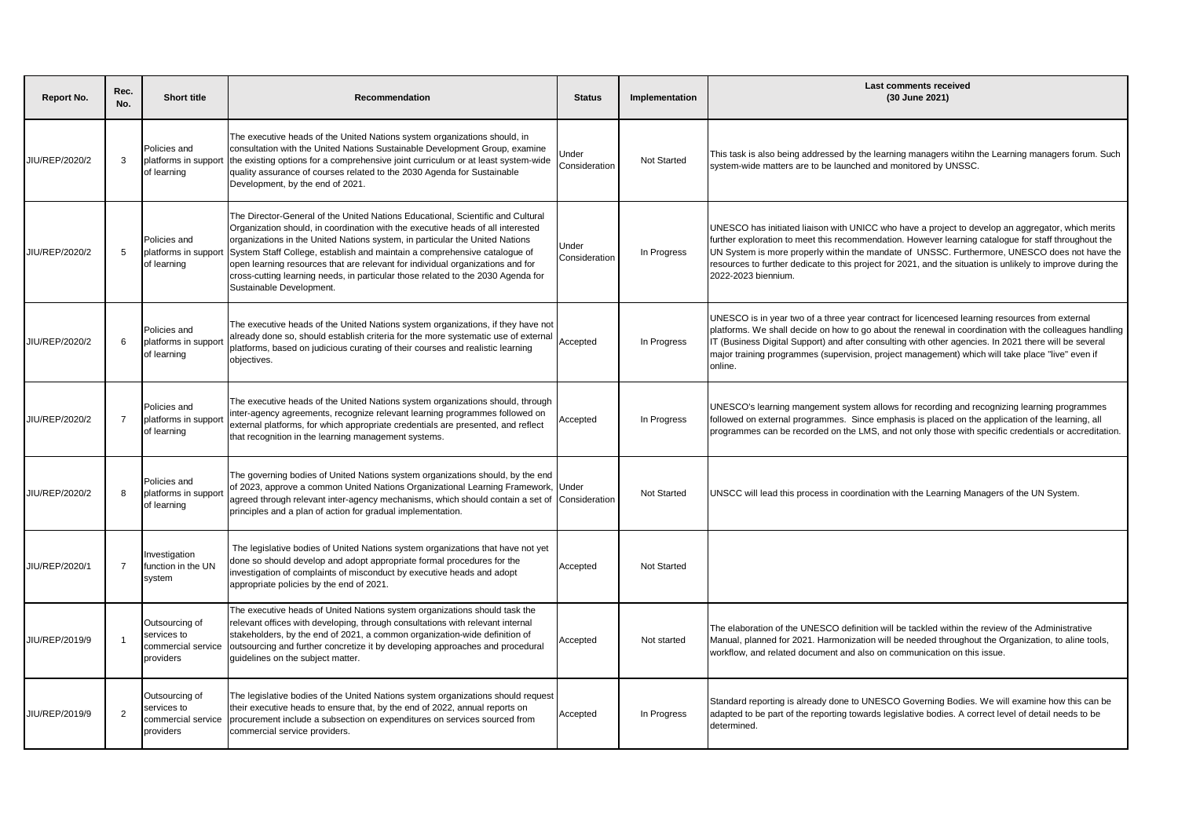| Report No. | Rec. No. | Short title | Recommendation | Status | Implementation | Last comments received (30 June 2021) |
|---|---|---|---|---|---|---|
| JIU/REP/2020/2 | 3 | Policies and platforms in support of learning | The executive heads of the United Nations system organizations should, in consultation with the United Nations Sustainable Development Group, examine the existing options for a comprehensive joint curriculum or at least system-wide quality assurance of courses related to the 2030 Agenda for Sustainable Development, by the end of 2021. | Under Consideration | Not Started | This task is also being addressed by the learning managers witihn the Learning managers forum. Such system-wide matters are to be launched and monitored by UNSSC. |
| JIU/REP/2020/2 | 5 | Policies and platforms in support of learning | The Director-General of the United Nations Educational, Scientific and Cultural Organization should, in coordination with the executive heads of all interested organizations in the United Nations system, in particular the United Nations System Staff College, establish and maintain a comprehensive catalogue of open learning resources that are relevant for individual organizations and for cross-cutting learning needs, in particular those related to the 2030 Agenda for Sustainable Development. | Under Consideration | In Progress | UNESCO has initiated liaison with UNICC who have a project to develop an aggregator, which merits further exploration to meet this recommendation. However learning catalogue for staff throughout the UN System is more properly within the mandate of UNSSC. Furthermore, UNESCO does not have the resources to further dedicate to this project for 2021, and the situation is unlikely to improve during the 2022-2023 biennium. |
| JIU/REP/2020/2 | 6 | Policies and platforms in support of learning | The executive heads of the United Nations system organizations, if they have not already done so, should establish criteria for the more systematic use of external platforms, based on judicious curating of their courses and realistic learning objectives. | Accepted | In Progress | UNESCO is in year two of a three year contract for licencesed learning resources from external platforms. We shall decide on how to go about the renewal in coordination with the colleagues handling IT (Business Digital Support) and after consulting with other agencies. In 2021 there will be several major training programmes (supervision, project management) which will take place "live" even if online. |
| JIU/REP/2020/2 | 7 | Policies and platforms in support of learning | The executive heads of the United Nations system organizations should, through inter-agency agreements, recognize relevant learning programmes followed on external platforms, for which appropriate credentials are presented, and reflect that recognition in the learning management systems. | Accepted | In Progress | UNESCO's learning mangement system allows for recording and recognizing learning programmes followed on external programmes. Since emphasis is placed on the application of the learning, all programmes can be recorded on the LMS, and not only those with specific credentials or accreditation. |
| JIU/REP/2020/2 | 8 | Policies and platforms in support of learning | The governing bodies of United Nations system organizations should, by the end of 2023, approve a common United Nations Organizational Learning Framework, agreed through relevant inter-agency mechanisms, which should contain a set of principles and a plan of action for gradual implementation. | Under Consideration | Not Started | UNSCC will lead this process in coordination with the Learning Managers of the UN System. |
| JIU/REP/2020/1 | 7 | Investigation function in the UN system | The legislative bodies of United Nations system organizations that have not yet done so should develop and adopt appropriate formal procedures for the investigation of complaints of misconduct by executive heads and adopt appropriate policies by the end of 2021. | Accepted | Not Started | |
| JIU/REP/2019/9 | 1 | Outsourcing of services to commercial service providers | The executive heads of United Nations system organizations should task the relevant offices with developing, through consultations with relevant internal stakeholders, by the end of 2021, a common organization-wide definition of outsourcing and further concretize it by developing approaches and procedural guidelines on the subject matter. | Accepted | Not started | The elaboration of the UNESCO definition will be tackled within the review of the Administrative Manual, planned for 2021. Harmonization will be needed throughout the Organization, to aline tools, workflow, and related document and also on communication on this issue. |
| JIU/REP/2019/9 | 2 | Outsourcing of services to commercial service providers | The legislative bodies of the United Nations system organizations should request their executive heads to ensure that, by the end of 2022, annual reports on procurement include a subsection on expenditures on services sourced from commercial service providers. | Accepted | In Progress | Standard reporting is already done to UNESCO Governing Bodies. We will examine how this can be adapted to be part of the reporting towards legislative bodies. A correct level of detail needs to be determined. |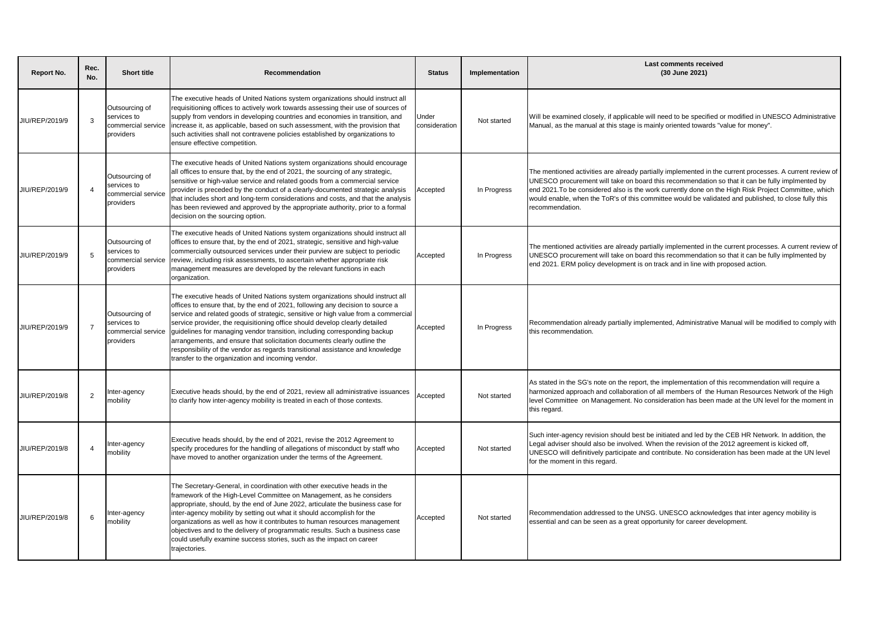| Report No. | Rec. No. | Short title | Recommendation | Status | Implementation | Last comments received (30 June 2021) |
|---|---|---|---|---|---|---|
| JIU/REP/2019/9 | 3 | Outsourcing of services to commercial service providers | The executive heads of United Nations system organizations should instruct all requisitioning offices to actively work towards assessing their use of sources of supply from vendors in developing countries and economies in transition, and increase it, as applicable, based on such assessment, with the provision that such activities shall not contravene policies established by organizations to ensure effective competition. | Under consideration | Not started | Will be examined closely, if applicable will need to be specified or modified in UNESCO Administrative Manual, as the manual at this stage is mainly oriented towards "value for money". |
| JIU/REP/2019/9 | 4 | Outsourcing of services to commercial service providers | The executive heads of United Nations system organizations should encourage all offices to ensure that, by the end of 2021, the sourcing of any strategic, sensitive or high-value service and related goods from a commercial service provider is preceded by the conduct of a clearly-documented strategic analysis that includes short and long-term considerations and costs, and that the analysis has been reviewed and approved by the appropriate authority, prior to a formal decision on the sourcing option. | Accepted | In Progress | The mentioned activities are already partially implemented in the current processes. A current review of UNESCO procurement will take on board this recommendation so that it can be fully implmented by end 2021.To be considered also is the work currently done on the High Risk Project Committee, which would enable, when the ToR's of this committee would be validated and published, to close fully this recommendation. |
| JIU/REP/2019/9 | 5 | Outsourcing of services to commercial service providers | The executive heads of United Nations system organizations should instruct all offices to ensure that, by the end of 2021, strategic, sensitive and high-value commercially outsourced services under their purview are subject to periodic review, including risk assessments, to ascertain whether appropriate risk management measures are developed by the relevant functions in each organization. | Accepted | In Progress | The mentioned activities are already partially implemented in the current processes. A current review of UNESCO procurement will take on board this recommendation so that it can be fully implmented by end 2021. ERM policy development is on track and in line with proposed action. |
| JIU/REP/2019/9 | 7 | Outsourcing of services to commercial service providers | The executive heads of United Nations system organizations should instruct all offices to ensure that, by the end of 2021, following any decision to source a service and related goods of strategic, sensitive or high value from a commercial service provider, the requisitioning office should develop clearly detailed guidelines for managing vendor transition, including corresponding backup arrangements, and ensure that solicitation documents clearly outline the responsibility of the vendor as regards transitional assistance and knowledge transfer to the organization and incoming vendor. | Accepted | In Progress | Recommendation already partially implemented, Administrative Manual will be modified to comply with this recommendation. |
| JIU/REP/2019/8 | 2 | Inter-agency mobility | Executive heads should, by the end of 2021, review all administrative issuances to clarify how inter-agency mobility is treated in each of those contexts. | Accepted | Not started | As stated in the SG's note on the report, the implementation of this recommendation will require a harmonized approach and collaboration of all members of the Human Resources Network of the High level Committee on Management. No consideration has been made at the UN level for the moment in this regard. |
| JIU/REP/2019/8 | 4 | Inter-agency mobility | Executive heads should, by the end of 2021, revise the 2012 Agreement to specify procedures for the handling of allegations of misconduct by staff who have moved to another organization under the terms of the Agreement. | Accepted | Not started | Such inter-agency revision should best be initiated and led by the CEB HR Network. In addition, the Legal adviser should also be involved. When the revision of the 2012 agreement is kicked off, UNESCO will definitively participate and contribute. No consideration has been made at the UN level for the moment in this regard. |
| JIU/REP/2019/8 | 6 | Inter-agency mobility | The Secretary-General, in coordination with other executive heads in the framework of the High-Level Committee on Management, as he considers appropriate, should, by the end of June 2022, articulate the business case for inter-agency mobility by setting out what it should accomplish for the organizations as well as how it contributes to human resources management objectives and to the delivery of programmatic results. Such a business case could usefully examine success stories, such as the impact on career trajectories. | Accepted | Not started | Recommendation addressed to the UNSG. UNESCO acknowledges that inter agency mobility is essential and can be seen as a great opportunity for career development. |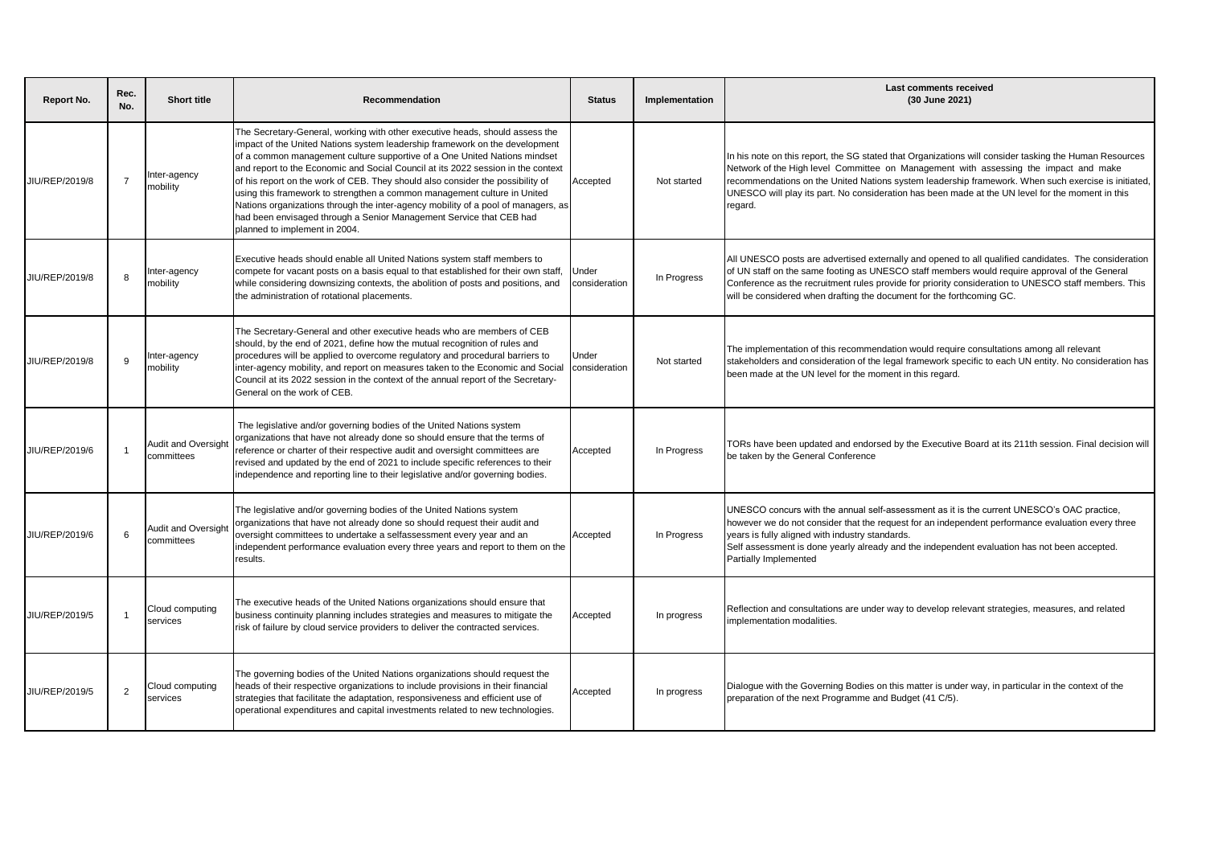| Report No. | Rec. No. | Short title | Recommendation | Status | Implementation | Last comments received (30 June 2021) |
|---|---|---|---|---|---|---|
| JIU/REP/2019/8 | 7 | Inter-agency mobility | The Secretary-General, working with other executive heads, should assess the impact of the United Nations system leadership framework on the development of a common management culture supportive of a One United Nations mindset and report to the Economic and Social Council at its 2022 session in the context of his report on the work of CEB. They should also consider the possibility of using this framework to strengthen a common management culture in United Nations organizations through the inter-agency mobility of a pool of managers, as had been envisaged through a Senior Management Service that CEB had planned to implement in 2004. | Accepted | Not started | In his note on this report, the SG stated that Organizations will consider tasking the Human Resources Network of the High level Committee on Management with assessing the impact and make recommendations on the United Nations system leadership framework. When such exercise is initiated, UNESCO will play its part. No consideration has been made at the UN level for the moment in this regard. |
| JIU/REP/2019/8 | 8 | Inter-agency mobility | Executive heads should enable all United Nations system staff members to compete for vacant posts on a basis equal to that established for their own staff, while considering downsizing contexts, the abolition of posts and positions, and the administration of rotational placements. | Under consideration | In Progress | All UNESCO posts are advertised externally and opened to all qualified candidates. The consideration of UN staff on the same footing as UNESCO staff members would require approval of the General Conference as the recruitment rules provide for priority consideration to UNESCO staff members. This will be considered when drafting the document for the forthcoming GC. |
| JIU/REP/2019/8 | 9 | Inter-agency mobility | The Secretary-General and other executive heads who are members of CEB should, by the end of 2021, define how the mutual recognition of rules and procedures will be applied to overcome regulatory and procedural barriers to inter-agency mobility, and report on measures taken to the Economic and Social Council at its 2022 session in the context of the annual report of the Secretary-General on the work of CEB. | Under consideration | Not started | The implementation of this recommendation would require consultations among all relevant stakeholders and consideration of the legal framework specific to each UN entity. No consideration has been made at the UN level for the moment in this regard. |
| JIU/REP/2019/6 | 1 | Audit and Oversight committees | The legislative and/or governing bodies of the United Nations system organizations that have not already done so should ensure that the terms of reference or charter of their respective audit and oversight committees are revised and updated by the end of 2021 to include specific references to their independence and reporting line to their legislative and/or governing bodies. | Accepted | In Progress | TORs have been updated and endorsed by the Executive Board at its 211th session. Final decision will be taken by the General Conference |
| JIU/REP/2019/6 | 6 | Audit and Oversight committees | The legislative and/or governing bodies of the United Nations system organizations that have not already done so should request their audit and oversight committees to undertake a selfassessment every year and an independent performance evaluation every three years and report to them on the results. | Accepted | In Progress | UNESCO concurs with the annual self-assessment as it is the current UNESCO's OAC practice, however we do not consider that the request for an independent performance evaluation every three years is fully aligned with industry standards.<br>Self assessment is done yearly already and the independent evaluation has not been accepted.<br>Partially Implemented |
| JIU/REP/2019/5 | 1 | Cloud computing services | The executive heads of the United Nations organizations should ensure that business continuity planning includes strategies and measures to mitigate the risk of failure by cloud service providers to deliver the contracted services. | Accepted | In progress | Reflection and consultations are under way to develop relevant strategies, measures, and related implementation modalities. |
| JIU/REP/2019/5 | 2 | Cloud computing services | The governing bodies of the United Nations organizations should request the heads of their respective organizations to include provisions in their financial strategies that facilitate the adaptation, responsiveness and efficient use of operational expenditures and capital investments related to new technologies. | Accepted | In progress | Dialogue with the Governing Bodies on this matter is under way, in particular in the context of the preparation of the next Programme and Budget (41 C/5). |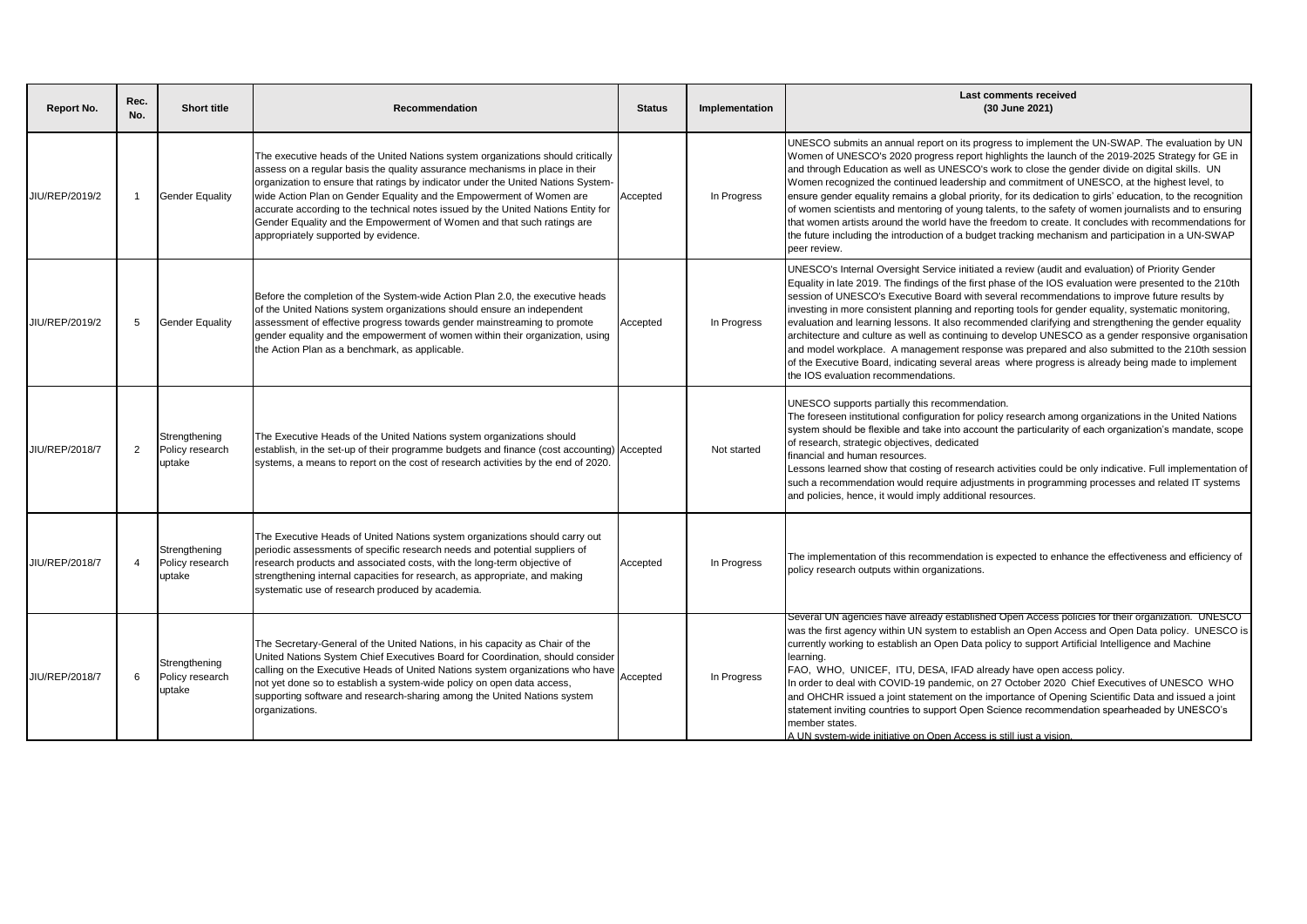| Report No. | Rec. No. | Short title | Recommendation | Status | Implementation | Last comments received (30 June 2021) |
|---|---|---|---|---|---|---|
| JIU/REP/2019/2 | 1 | Gender Equality | The executive heads of the United Nations system organizations should critically assess on a regular basis the quality assurance mechanisms in place in their organization to ensure that ratings by indicator under the United Nations System-wide Action Plan on Gender Equality and the Empowerment of Women are accurate according to the technical notes issued by the United Nations Entity for Gender Equality and the Empowerment of Women and that such ratings are appropriately supported by evidence. | Accepted | In Progress | UNESCO submits an annual report on its progress to implement the UN-SWAP. The evaluation by UN Women of UNESCO's 2020 progress report highlights the launch of the 2019-2025 Strategy for GE in and through Education as well as UNESCO's work to close the gender divide on digital skills. UN Women recognized the continued leadership and commitment of UNESCO, at the highest level, to ensure gender equality remains a global priority, for its dedication to girls' education, to the recognition of women scientists and mentoring of young talents, to the safety of women journalists and to ensuring that women artists around the world have the freedom to create. It concludes with recommendations for the future including the introduction of a budget tracking mechanism and participation in a UN-SWAP peer review. |
| JIU/REP/2019/2 | 5 | Gender Equality | Before the completion of the System-wide Action Plan 2.0, the executive heads of the United Nations system organizations should ensure an independent assessment of effective progress towards gender mainstreaming to promote gender equality and the empowerment of women within their organization, using the Action Plan as a benchmark, as applicable. | Accepted | In Progress | UNESCO's Internal Oversight Service initiated a review (audit and evaluation) of Priority Gender Equality in late 2019. The findings of the first phase of the IOS evaluation were presented to the 210th session of UNESCO's Executive Board with several recommendations to improve future results by investing in more consistent planning and reporting tools for gender equality, systematic monitoring, evaluation and learning lessons. It also recommended clarifying and strengthening the gender equality architecture and culture as well as continuing to develop UNESCO as a gender responsive organisation and model workplace. A management response was prepared and also submitted to the 210th session of the Executive Board, indicating several areas where progress is already being made to implement the IOS evaluation recommendations. |
| JIU/REP/2018/7 | 2 | Strengthening Policy research uptake | The Executive Heads of the United Nations system organizations should establish, in the set-up of their programme budgets and finance (cost accounting) systems, a means to report on the cost of research activities by the end of 2020. | Accepted | Not started | UNESCO supports partially this recommendation.<br>The foreseen institutional configuration for policy research among organizations in the United Nations system should be flexible and take into account the particularity of each organization's mandate, scope of research, strategic objectives, dedicated<br>financial and human resources.<br>Lessons learned show that costing of research activities could be only indicative. Full implementation of such a recommendation would require adjustments in programming processes and related IT systems and policies, hence, it would imply additional resources. |
| JIU/REP/2018/7 | 4 | Strengthening Policy research uptake | The Executive Heads of United Nations system organizations should carry out periodic assessments of specific research needs and potential suppliers of research products and associated costs, with the long-term objective of strengthening internal capacities for research, as appropriate, and making systematic use of research produced by academia. | Accepted | In Progress | The implementation of this recommendation is expected to enhance the effectiveness and efficiency of policy research outputs within organizations. |
| JIU/REP/2018/7 | 6 | Strengthening Policy research uptake | The Secretary-General of the United Nations, in his capacity as Chair of the United Nations System Chief Executives Board for Coordination, should consider calling on the Executive Heads of United Nations system organizations who have not yet done so to establish a system-wide policy on open data access, supporting software and research-sharing among the United Nations system organizations. | Accepted | In Progress | Several UN agencies have already established Open Access policies for their organization. UNESCO was the first agency within UN system to establish an Open Access and Open Data policy. UNESCO is currently working to establish an Open Data policy to support Artificial Intelligence and Machine learning.<br>FAO, WHO, UNICEF, ITU, DESA, IFAD already have open access policy.<br>In order to deal with COVID-19 pandemic, on 27 October 2020 Chief Executives of UNESCO WHO and OHCHR issued a joint statement on the importance of Opening Scientific Data and issued a joint statement inviting countries to support Open Science recommendation spearheaded by UNESCO's member states.<br>A UN system-wide initiative on Open Access is still just a vision. |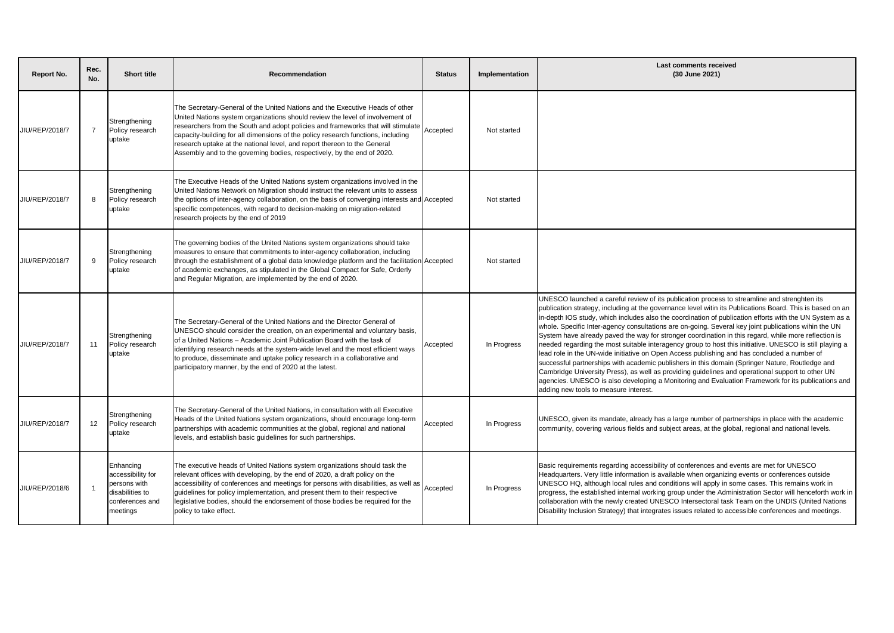| Report No. | Rec. No. | Short title | Recommendation | Status | Implementation | Last comments received (30 June 2021) |
|---|---|---|---|---|---|---|
| JIU/REP/2018/7 | 7 | Strengthening Policy research uptake | The Secretary-General of the United Nations and the Executive Heads of other United Nations system organizations should review the level of involvement of researchers from the South and adopt policies and frameworks that will stimulate capacity-building for all dimensions of the policy research functions, including research uptake at the national level, and report thereon to the General Assembly and to the governing bodies, respectively, by the end of 2020. | Accepted | Not started | |
| JIU/REP/2018/7 | 8 | Strengthening Policy research uptake | The Executive Heads of the United Nations system organizations involved in the United Nations Network on Migration should instruct the relevant units to assess the options of inter-agency collaboration, on the basis of converging interests and specific competences, with regard to decision-making on migration-related research projects by the end of 2019 | Accepted | Not started | |
| JIU/REP/2018/7 | 9 | Strengthening Policy research uptake | The governing bodies of the United Nations system organizations should take measures to ensure that commitments to inter-agency collaboration, including through the establishment of a global data knowledge platform and the facilitation of academic exchanges, as stipulated in the Global Compact for Safe, Orderly and Regular Migration, are implemented by the end of 2020. | Accepted | Not started | |
| JIU/REP/2018/7 | 11 | Strengthening Policy research uptake | The Secretary-General of the United Nations and the Director General of UNESCO should consider the creation, on an experimental and voluntary basis, of a United Nations – Academic Joint Publication Board with the task of identifying research needs at the system-wide level and the most efficient ways to produce, disseminate and uptake policy research in a collaborative and participatory manner, by the end of 2020 at the latest. | Accepted | In Progress | UNESCO launched a careful review of its publication process to streamline and strenghten its publication strategy, including at the governance level witin its Publications Board. This is based on an in-depth IOS study, which includes also the coordination of publication efforts with the UN System as a whole. Specific Inter-agency consultations are on-going. Several key joint publications wihin the UN System have already paved the way for stronger coordination in this regard, while more reflection is needed regarding the most suitable interagency group to host this initiative. UNESCO is still playing a lead role in the UN-wide initiative on Open Access publishing and has concluded a number of successful partnerships with academic publishers in this domain (Springer Nature, Routledge and Cambridge University Press), as well as providing guidelines and operational support to other UN agencies. UNESCO is also developing a Monitoring and Evaluation Framework for its publications and adding new tools to measure interest. |
| JIU/REP/2018/7 | 12 | Strengthening Policy research uptake | The Secretary-General of the United Nations, in consultation with all Executive Heads of the United Nations system organizations, should encourage long-term partnerships with academic communities at the global, regional and national levels, and establish basic guidelines for such partnerships. | Accepted | In Progress | UNESCO, given its mandate, already has a large number of partnerships in place with the academic community, covering various fields and subject areas, at the global, regional and national levels. |
| JIU/REP/2018/6 | 1 | Enhancing accessibility for persons with disabilities to conferences and meetings | The executive heads of United Nations system organizations should task the relevant offices with developing, by the end of 2020, a draft policy on the accessibility of conferences and meetings for persons with disabilities, as well as guidelines for policy implementation, and present them to their respective legislative bodies, should the endorsement of those bodies be required for the policy to take effect. | Accepted | In Progress | Basic requirements regarding accessibility of conferences and events are met for UNESCO Headquarters. Very little information is available when organizing events or conferences outside UNESCO HQ, although local rules and conditions will apply in some cases. This remains work in progress, the established internal working group under the Administration Sector will henceforth work in collaboration with the newly created UNESCO Intersectoral task Team on the UNDIS (United Nations Disability Inclusion Strategy) that integrates issues related to accessible conferences and meetings. |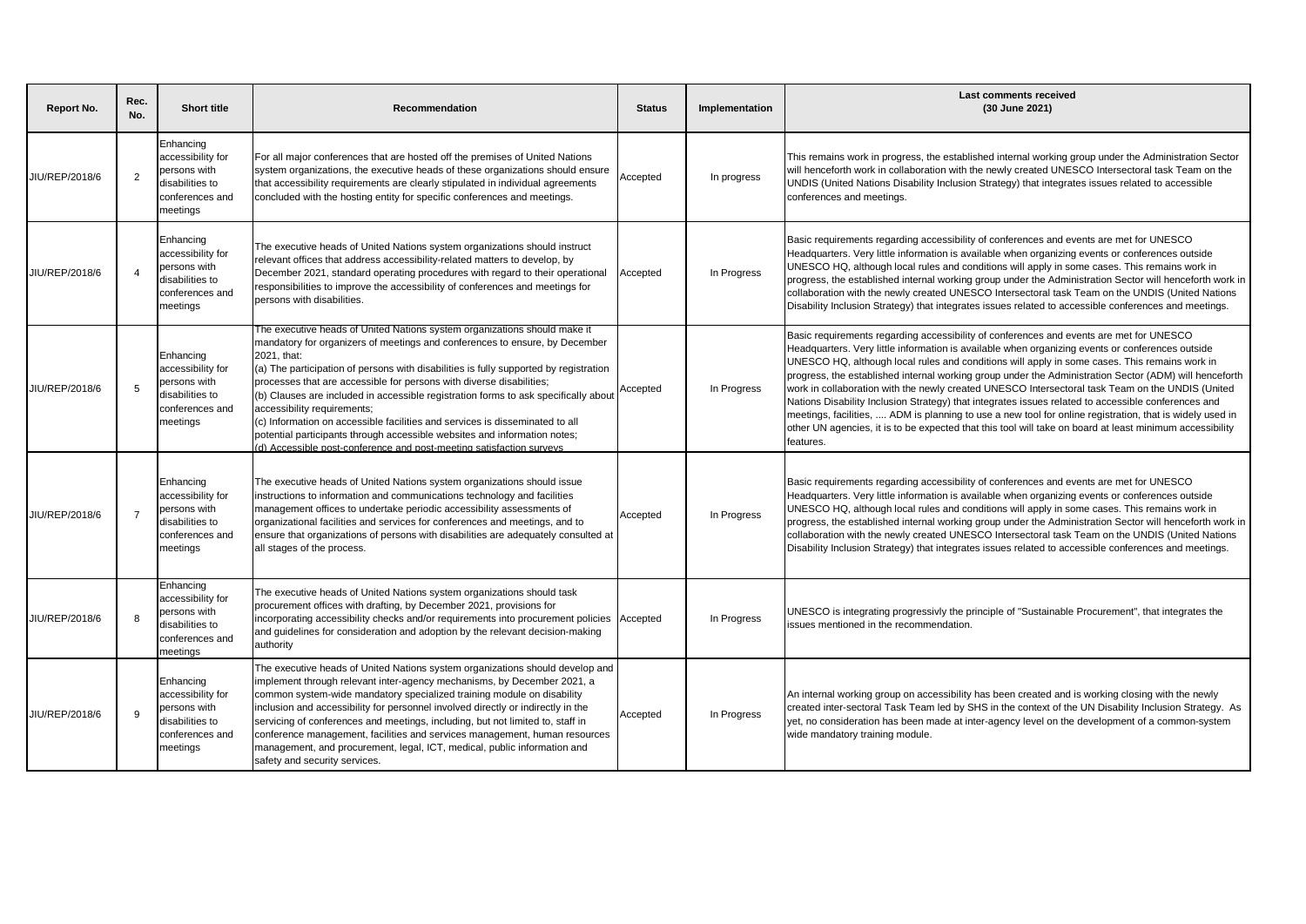| Report No. | Rec. No. | Short title | Recommendation | Status | Implementation | Last comments received (30 June 2021) |
|---|---|---|---|---|---|---|
| JIU/REP/2018/6 | 2 | Enhancing accessibility for persons with disabilities to conferences and meetings | For all major conferences that are hosted off the premises of United Nations system organizations, the executive heads of these organizations should ensure that accessibility requirements are clearly stipulated in individual agreements concluded with the hosting entity for specific conferences and meetings. | Accepted | In progress | This remains work in progress, the established internal working group under the Administration Sector will henceforth work in collaboration with the newly created UNESCO Intersectoral task Team on the UNDIS (United Nations Disability Inclusion Strategy) that integrates issues related to accessible conferences and meetings. |
| JIU/REP/2018/6 | 4 | Enhancing accessibility for persons with disabilities to conferences and meetings | The executive heads of United Nations system organizations should instruct relevant offices that address accessibility-related matters to develop, by December 2021, standard operating procedures with regard to their operational responsibilities to improve the accessibility of conferences and meetings for persons with disabilities. | Accepted | In Progress | Basic requirements regarding accessibility of conferences and events are met for UNESCO Headquarters. Very little information is available when organizing events or conferences outside UNESCO HQ, although local rules and conditions will apply in some cases. This remains work in progress, the established internal working group under the Administration Sector will henceforth work in collaboration with the newly created UNESCO Intersectoral task Team on the UNDIS (United Nations Disability Inclusion Strategy) that integrates issues related to accessible conferences and meetings. |
| JIU/REP/2018/6 | 5 | Enhancing accessibility for persons with disabilities to conferences and meetings | The executive heads of United Nations system organizations should make it mandatory for organizers of meetings and conferences to ensure, by December 2021, that:<br>(a) The participation of persons with disabilities is fully supported by registration processes that are accessible for persons with diverse disabilities;<br>(b) Clauses are included in accessible registration forms to ask specifically about accessibility requirements;<br>(c) Information on accessible facilities and services is disseminated to all potential participants through accessible websites and information notes;<br>(d) Accessible post-conference and post-meeting satisfaction surveys | Accepted | In Progress | Basic requirements regarding accessibility of conferences and events are met for UNESCO Headquarters. Very little information is available when organizing events or conferences outside UNESCO HQ, although local rules and conditions will apply in some cases. This remains work in progress, the established internal working group under the Administration Sector (ADM) will henceforth work in collaboration with the newly created UNESCO Intersectoral task Team on the UNDIS (United Nations Disability Inclusion Strategy) that integrates issues related to accessible conferences and meetings, facilities, .... ADM is planning to use a new tool for online registration, that is widely used in other UN agencies, it is to be expected that this tool will take on board at least minimum accessibility features. |
| JIU/REP/2018/6 | 7 | Enhancing accessibility for persons with disabilities to conferences and meetings | The executive heads of United Nations system organizations should issue instructions to information and communications technology and facilities management offices to undertake periodic accessibility assessments of organizational facilities and services for conferences and meetings, and to ensure that organizations of persons with disabilities are adequately consulted at all stages of the process. | Accepted | In Progress | Basic requirements regarding accessibility of conferences and events are met for UNESCO Headquarters. Very little information is available when organizing events or conferences outside UNESCO HQ, although local rules and conditions will apply in some cases. This remains work in progress, the established internal working group under the Administration Sector will henceforth work in collaboration with the newly created UNESCO Intersectoral task Team on the UNDIS (United Nations Disability Inclusion Strategy) that integrates issues related to accessible conferences and meetings. |
| JIU/REP/2018/6 | 8 | Enhancing accessibility for persons with disabilities to conferences and meetings | The executive heads of United Nations system organizations should task procurement offices with drafting, by December 2021, provisions for incorporating accessibility checks and/or requirements into procurement policies and guidelines for consideration and adoption by the relevant decision-making authority | Accepted | In Progress | UNESCO is integrating progressivly the principle of "Sustainable Procurement", that integrates the issues mentioned in the recommendation. |
| JIU/REP/2018/6 | 9 | Enhancing accessibility for persons with disabilities to conferences and meetings | The executive heads of United Nations system organizations should develop and implement through relevant inter-agency mechanisms, by December 2021, a common system-wide mandatory specialized training module on disability inclusion and accessibility for personnel involved directly or indirectly in the servicing of conferences and meetings, including, but not limited to, staff in conference management, facilities and services management, human resources management, and procurement, legal, ICT, medical, public information and safety and security services. | Accepted | In Progress | An internal working group on accessibility has been created and is working closing with the newly created inter-sectoral Task Team led by SHS in the context of the UN Disability Inclusion Strategy. As yet, no consideration has been made at inter-agency level on the development of a common-system wide mandatory training module. |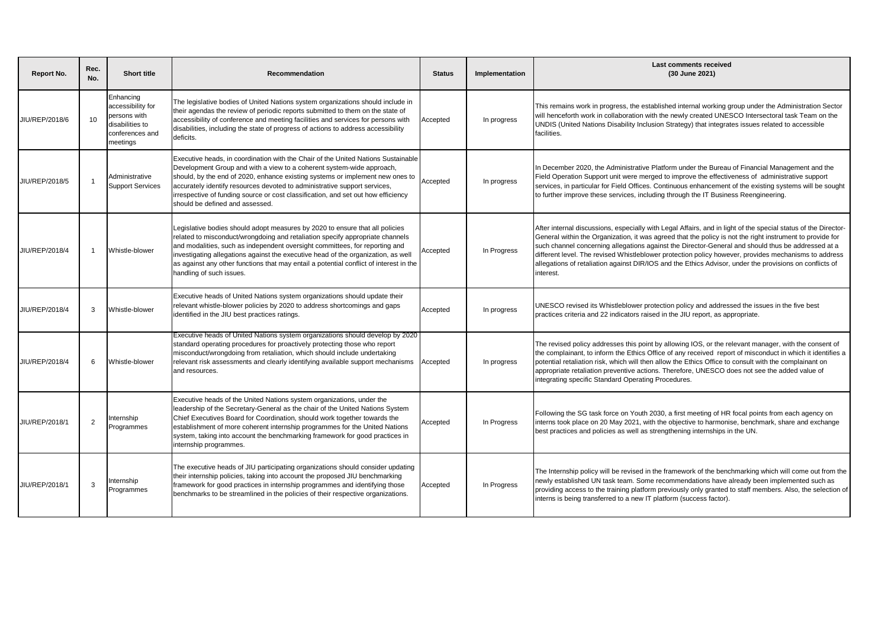| Report No. | Rec. No. | Short title | Recommendation | Status | Implementation | Last comments received (30 June 2021) |
|---|---|---|---|---|---|---|
| JIU/REP/2018/6 | 10 | Enhancing accessibility for persons with disabilities to conferences and meetings | The legislative bodies of United Nations system organizations should include in their agendas the review of periodic reports submitted to them on the state of accessibility of conference and meeting facilities and services for persons with disabilities, including the state of progress of actions to address accessibility deficits. | Accepted | In progress | This remains work in progress, the established internal working group under the Administration Sector will henceforth work in collaboration with the newly created UNESCO Intersectoral task Team on the UNDIS (United Nations Disability Inclusion Strategy) that integrates issues related to accessible facilities. |
| JIU/REP/2018/5 | 1 | Administrative Support Services | Executive heads, in coordination with the Chair of the United Nations Sustainable Development Group and with a view to a coherent system-wide approach, should, by the end of 2020, enhance existing systems or implement new ones to accurately identify resources devoted to administrative support services, irrespective of funding source or cost classification, and set out how efficiency should be defined and assessed. | Accepted | In progress | In December 2020, the Administrative Platform under the Bureau of Financial Management and the Field Operation Support unit were merged to improve the effectiveness of administrative support services, in particular for Field Offices. Continuous enhancement of the existing systems will be sought to further improve these services, including through the IT Business Reengineering. |
| JIU/REP/2018/4 | 1 | Whistle-blower | Legislative bodies should adopt measures by 2020 to ensure that all policies related to misconduct/wrongdoing and retaliation specify appropriate channels and modalities, such as independent oversight committees, for reporting and investigating allegations against the executive head of the organization, as well as against any other functions that may entail a potential conflict of interest in the handling of such issues. | Accepted | In Progress | After internal discussions, especially with Legal Affairs, and in light of the special status of the Director-General within the Organization, it was agreed that the policy is not the right instrument to provide for such channel concerning allegations against the Director-General and should thus be addressed at a different level. The revised Whistleblower protection policy however, provides mechanisms to address allegations of retaliation against DIR/IOS and the Ethics Advisor, under the provisions on conflicts of interest. |
| JIU/REP/2018/4 | 3 | Whistle-blower | Executive heads of United Nations system organizations should update their relevant whistle-blower policies by 2020 to address shortcomings and gaps identified in the JIU best practices ratings. | Accepted | In progress | UNESCO revised its Whistleblower protection policy and addressed the issues in the five best practices criteria and 22 indicators raised in the JIU report, as appropriate. |
| JIU/REP/2018/4 | 6 | Whistle-blower | Executive heads of United Nations system organizations should develop by 2020 standard operating procedures for proactively protecting those who report misconduct/wrongdoing from retaliation, which should include undertaking relevant risk assessments and clearly identifying available support mechanisms and resources. | Accepted | In progress | The revised policy addresses this point by allowing IOS, or the relevant manager, with the consent of the complainant, to inform the Ethics Office of any received report of misconduct in which it identifies a potential retaliation risk, which will then allow the Ethics Office to consult with the complainant on appropriate retaliation preventive actions. Therefore, UNESCO does not see the added value of integrating specific Standard Operating Procedures. |
| JIU/REP/2018/1 | 2 | Internship Programmes | Executive heads of the United Nations system organizations, under the leadership of the Secretary-General as the chair of the United Nations System Chief Executives Board for Coordination, should work together towards the establishment of more coherent internship programmes for the United Nations system, taking into account the benchmarking framework for good practices in internship programmes. | Accepted | In Progress | Following the SG task force on Youth 2030, a first meeting of HR focal points from each agency on interns took place on 20 May 2021, with the objective to harmonise, benchmark, share and exchange best practices and policies as well as strengthening internships in the UN. |
| JIU/REP/2018/1 | 3 | Internship Programmes | The executive heads of JIU participating organizations should consider updating their internship policies, taking into account the proposed JIU benchmarking framework for good practices in internship programmes and identifying those benchmarks to be streamlined in the policies of their respective organizations. | Accepted | In Progress | The Internship policy will be revised in the framework of the benchmarking which will come out from the newly established UN task team. Some recommendations have already been implemented such as providing access to the training platform previously only granted to staff members. Also, the selection of interns is being transferred to a new IT platform (success factor). |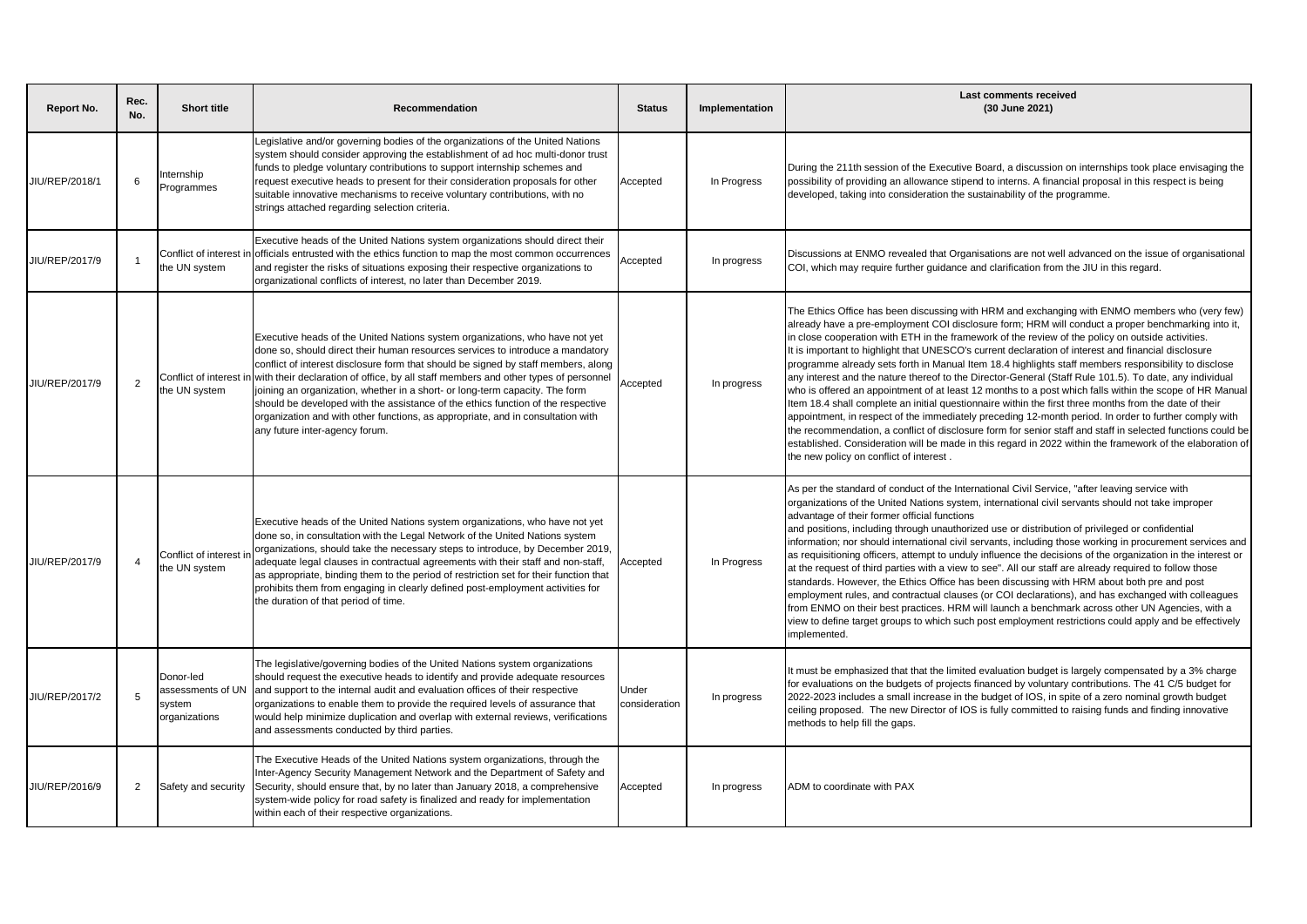| Report No. | Rec. No. | Short title | Recommendation | Status | Implementation | Last comments received (30 June 2021) |
|---|---|---|---|---|---|---|
| JIU/REP/2018/1 | 6 | Internship Programmes | Legislative and/or governing bodies of the organizations of the United Nations system should consider approving the establishment of ad hoc multi-donor trust funds to pledge voluntary contributions to support internship schemes and request executive heads to present for their consideration proposals for other suitable innovative mechanisms to receive voluntary contributions, with no strings attached regarding selection criteria. | Accepted | In Progress | During the 211th session of the Executive Board, a discussion on internships took place envisaging the possibility of providing an allowance stipend to interns. A financial proposal in this respect is being developed, taking into consideration the sustainability of the programme. |
| JIU/REP/2017/9 | 1 | Conflict of interest in the UN system | Executive heads of the United Nations system organizations should direct their officials entrusted with the ethics function to map the most common occurrences and register the risks of situations exposing their respective organizations to organizational conflicts of interest, no later than December 2019. | Accepted | In progress | Discussions at ENMO revealed that Organisations are not well advanced on the issue of organisational COI, which may require further guidance and clarification from the JIU in this regard. |
| JIU/REP/2017/9 | 2 | Conflict of interest in the UN system | Executive heads of the United Nations system organizations, who have not yet done so, should direct their human resources services to introduce a mandatory conflict of interest disclosure form that should be signed by staff members, along with their declaration of office, by all staff members and other types of personnel joining an organization, whether in a short- or long-term capacity. The form should be developed with the assistance of the ethics function of the respective organization and with other functions, as appropriate, and in consultation with any future inter-agency forum. | Accepted | In progress | The Ethics Office has been discussing with HRM and exchanging with ENMO members who (very few) already have a pre-employment COI disclosure form; HRM will conduct a proper benchmarking into it, in close cooperation with ETH in the framework of the review of the policy on outside activities. It is important to highlight that UNESCO's current declaration of interest and financial disclosure programme already sets forth in Manual Item 18.4 highlights staff members responsibility to disclose any interest and the nature thereof to the Director-General (Staff Rule 101.5). To date, any individual who is offered an appointment of at least 12 months to a post which falls within the scope of HR Manual Item 18.4 shall complete an initial questionnaire within the first three months from the date of their appointment, in respect of the immediately preceding 12-month period. In order to further comply with the recommendation, a conflict of disclosure form for senior staff and staff in selected functions could be established. Consideration will be made in this regard in 2022 within the framework of the elaboration of the new policy on conflict of interest . |
| JIU/REP/2017/9 | 4 | Conflict of interest in the UN system | Executive heads of the United Nations system organizations, who have not yet done so, in consultation with the Legal Network of the United Nations system organizations, should take the necessary steps to introduce, by December 2019, adequate legal clauses in contractual agreements with their staff and non-staff, as appropriate, binding them to the period of restriction set for their function that prohibits them from engaging in clearly defined post-employment activities for the duration of that period of time. | Accepted | In Progress | As per the standard of conduct of the International Civil Service, "after leaving service with organizations of the United Nations system, international civil servants should not take improper advantage of their former official functions and positions, including through unauthorized use or distribution of privileged or confidential information; nor should international civil servants, including those working in procurement services and as requisitioning officers, attempt to unduly influence the decisions of the organization in the interest or at the request of third parties with a view to see". All our staff are already required to follow those standards. However, the Ethics Office has been discussing with HRM about both pre and post employment rules, and contractual clauses (or COI declarations), and has exchanged with colleagues from ENMO on their best practices. HRM will launch a benchmark across other UN Agencies, with a view to define target groups to which such post employment restrictions could apply and be effectively implemented. |
| JIU/REP/2017/2 | 5 | Donor-led assessments of UN system organizations | The legislative/governing bodies of the United Nations system organizations should request the executive heads to identify and provide adequate resources and support to the internal audit and evaluation offices of their respective organizations to enable them to provide the required levels of assurance that would help minimize duplication and overlap with external reviews, verifications and assessments conducted by third parties. | Under consideration | In progress | It must be emphasized that that the limited evaluation budget is largely compensated by a 3% charge for evaluations on the budgets of projects financed by voluntary contributions. The 41 C/5 budget for 2022-2023 includes a small increase in the budget of IOS, in spite of a zero nominal growth budget ceiling proposed. The new Director of IOS is fully committed to raising funds and finding innovative methods to help fill the gaps. |
| JIU/REP/2016/9 | 2 | Safety and security | The Executive Heads of the United Nations system organizations, through the Inter-Agency Security Management Network and the Department of Safety and Security, should ensure that, by no later than January 2018, a comprehensive system-wide policy for road safety is finalized and ready for implementation within each of their respective organizations. | Accepted | In progress | ADM to coordinate with PAX |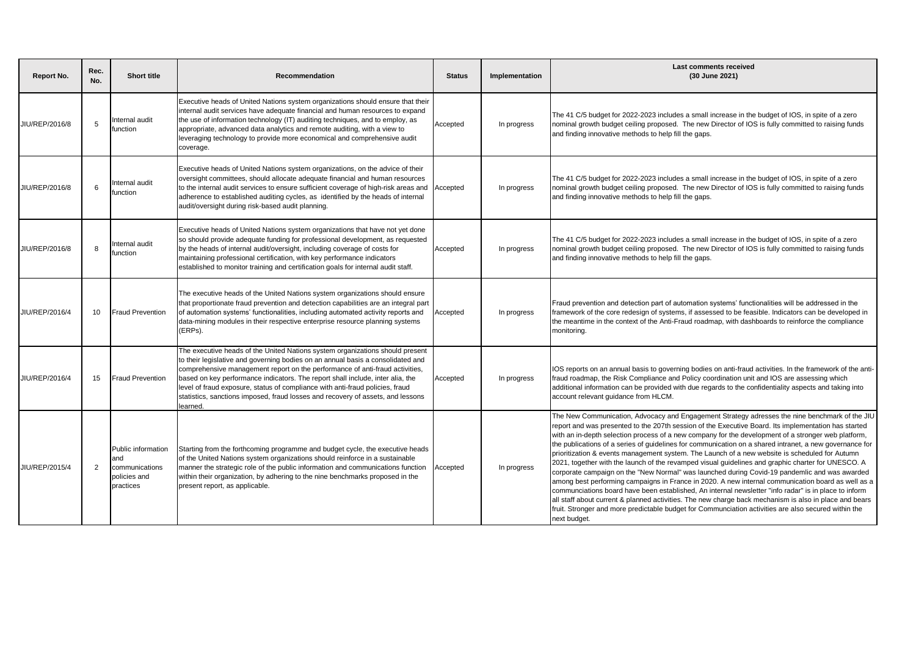| Report No. | Rec. No. | Short title | Recommendation | Status | Implementation | Last comments received (30 June 2021) |
|---|---|---|---|---|---|---|
| JIU/REP/2016/8 | 5 | Internal audit function | Executive heads of United Nations system organizations should ensure that their internal audit services have adequate financial and human resources to expand the use of information technology (IT) auditing techniques, and to employ, as appropriate, advanced data analytics and remote auditing, with a view to leveraging technology to provide more economical and comprehensive audit coverage. | Accepted | In progress | The 41 C/5 budget for 2022-2023 includes a small increase in the budget of IOS, in spite of a zero nominal growth budget ceiling proposed. The new Director of IOS is fully committed to raising funds and finding innovative methods to help fill the gaps. |
| JIU/REP/2016/8 | 6 | Internal audit function | Executive heads of United Nations system organizations, on the advice of their oversight committees, should allocate adequate financial and human resources to the internal audit services to ensure sufficient coverage of high-risk areas and adherence to established auditing cycles, as identified by the heads of internal audit/oversight during risk-based audit planning. | Accepted | In progress | The 41 C/5 budget for 2022-2023 includes a small increase in the budget of IOS, in spite of a zero nominal growth budget ceiling proposed. The new Director of IOS is fully committed to raising funds and finding innovative methods to help fill the gaps. |
| JIU/REP/2016/8 | 8 | Internal audit function | Executive heads of United Nations system organizations that have not yet done so should provide adequate funding for professional development, as requested by the heads of internal audit/oversight, including coverage of costs for maintaining professional certification, with key performance indicators established to monitor training and certification goals for internal audit staff. | Accepted | In progress | The 41 C/5 budget for 2022-2023 includes a small increase in the budget of IOS, in spite of a zero nominal growth budget ceiling proposed. The new Director of IOS is fully committed to raising funds and finding innovative methods to help fill the gaps. |
| JIU/REP/2016/4 | 10 | Fraud Prevention | The executive heads of the United Nations system organizations should ensure that proportionate fraud prevention and detection capabilities are an integral part of automation systems' functionalities, including automated activity reports and data-mining modules in their respective enterprise resource planning systems (ERPs). | Accepted | In progress | Fraud prevention and detection part of automation systems' functionalities will be addressed in the framework of the core redesign of systems, if assessed to be feasible. Indicators can be developed in the meantime in the context of the Anti-Fraud roadmap, with dashboards to reinforce the compliance monitoring. |
| JIU/REP/2016/4 | 15 | Fraud Prevention | The executive heads of the United Nations system organizations should present to their legislative and governing bodies on an annual basis a consolidated and comprehensive management report on the performance of anti-fraud activities, based on key performance indicators. The report shall include, inter alia, the level of fraud exposure, status of compliance with anti-fraud policies, fraud statistics, sanctions imposed, fraud losses and recovery of assets, and lessons learned. | Accepted | In progress | IOS reports on an annual basis to governing bodies on anti-fraud activities. In the framework of the anti-fraud roadmap, the Risk Compliance and Policy coordination unit and IOS are assessing which additional information can be provided with due regards to the confidentiality aspects and taking into account relevant guidance from HLCM. |
| JIU/REP/2015/4 | 2 | Public information and communications policies and practices | Starting from the forthcoming programme and budget cycle, the executive heads of the United Nations system organizations should reinforce in a sustainable manner the strategic role of the public information and communications function within their organization, by adhering to the nine benchmarks proposed in the present report, as applicable. | Accepted | In progress | The New Communication, Advocacy and Engagement Strategy adresses the nine benchmark of the JIU report and was presented to the 207th session of the Executive Board. Its implementation has started with an in-depth selection process of a new company for the development of a stronger web platform, the publications of a series of guidelines for communication on a shared intranet, a new governance for prioritization & events management system. The Launch of a new website is scheduled for Autumn 2021, together with the launch of the revamped visual guidelines and graphic charter for UNESCO. A corporate campaign on the "New Normal" was launched during Covid-19 pandemlic and was awarded among best performing campaigns in France in 2020. A new internal communication board as well as a communciations board have been established, An internal newsletter "info radar" is in place to inform all staff about current & planned activities. The new charge back mechanism is also in place and bears fruit. Stronger and more predictable budget for Communciation activities are also secured within the next budget. |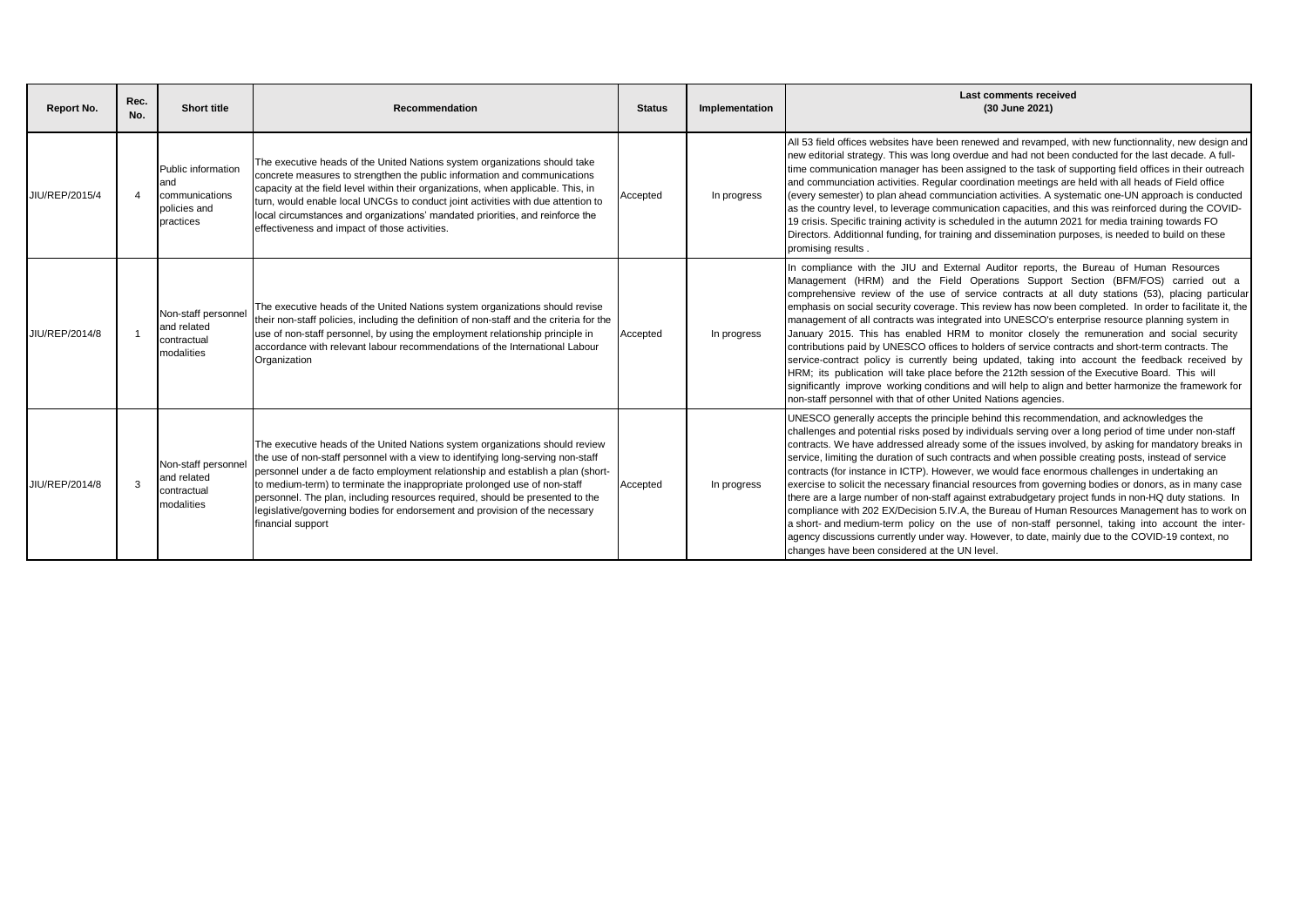| Report No. | Rec. No. | Short title | Recommendation | Status | Implementation | Last comments received (30 June 2021) |
|---|---|---|---|---|---|---|
| JIU/REP/2015/4 | 4 | Public information and communications policies and practices | The executive heads of the United Nations system organizations should take concrete measures to strengthen the public information and communications capacity at the field level within their organizations, when applicable. This, in turn, would enable local UNCGs to conduct joint activities with due attention to local circumstances and organizations' mandated priorities, and reinforce the effectiveness and impact of those activities. | Accepted | In progress | All 53 field offices websites have been renewed and revamped, with new functionnality, new design and new editorial strategy. This was long overdue and had not been conducted for the last decade. A full-time communication manager has been assigned to the task of supporting field offices in their outreach and communciation activities. Regular coordination meetings are held with all heads of Field office (every semester) to plan ahead communciation activities. A systematic one-UN approach is conducted as the country level, to leverage communication capacities, and this was reinforced during the COVID-19 crisis. Specific training activity is scheduled in the autumn 2021 for media training towards FO Directors. Additionnal funding, for training and dissemination purposes, is needed to build on these promising results . |
| JIU/REP/2014/8 | 1 | Non-staff personnel and related contractual modalities | The executive heads of the United Nations system organizations should revise their non-staff policies, including the definition of non-staff and the criteria for the use of non-staff personnel, by using the employment relationship principle in accordance with relevant labour recommendations of the International Labour Organization | Accepted | In progress | In compliance with the JIU and External Auditor reports, the Bureau of Human Resources Management (HRM) and the Field Operations Support Section (BFM/FOS) carried out a comprehensive review of the use of service contracts at all duty stations (53), placing particular emphasis on social security coverage. This review has now been completed. In order to facilitate it, the management of all contracts was integrated into UNESCO's enterprise resource planning system in January 2015. This has enabled HRM to monitor closely the remuneration and social security contributions paid by UNESCO offices to holders of service contracts and short-term contracts. The service-contract policy is currently being updated, taking into account the feedback received by HRM; its publication will take place before the 212th session of the Executive Board. This will significantly improve working conditions and will help to align and better harmonize the framework for non-staff personnel with that of other United Nations agencies. |
| JIU/REP/2014/8 | 3 | Non-staff personnel and related contractual modalities | The executive heads of the United Nations system organizations should review the use of non-staff personnel with a view to identifying long-serving non-staff personnel under a de facto employment relationship and establish a plan (short- to medium-term) to terminate the inappropriate prolonged use of non-staff personnel. The plan, including resources required, should be presented to the legislative/governing bodies for endorsement and provision of the necessary financial support | Accepted | In progress | UNESCO generally accepts the principle behind this recommendation, and acknowledges the challenges and potential risks posed by individuals serving over a long period of time under non-staff contracts. We have addressed already some of the issues involved, by asking for mandatory breaks in service, limiting the duration of such contracts and when possible creating posts, instead of service contracts (for instance in ICTP). However, we would face enormous challenges in undertaking an exercise to solicit the necessary financial resources from governing bodies or donors, as in many case there are a large number of non-staff against extrabudgetary project funds in non-HQ duty stations. In compliance with 202 EX/Decision 5.IV.A, the Bureau of Human Resources Management has to work on a short- and medium-term policy on the use of non-staff personnel, taking into account the inter-agency discussions currently under way. However, to date, mainly due to the COVID-19 context, no changes have been considered at the UN level. |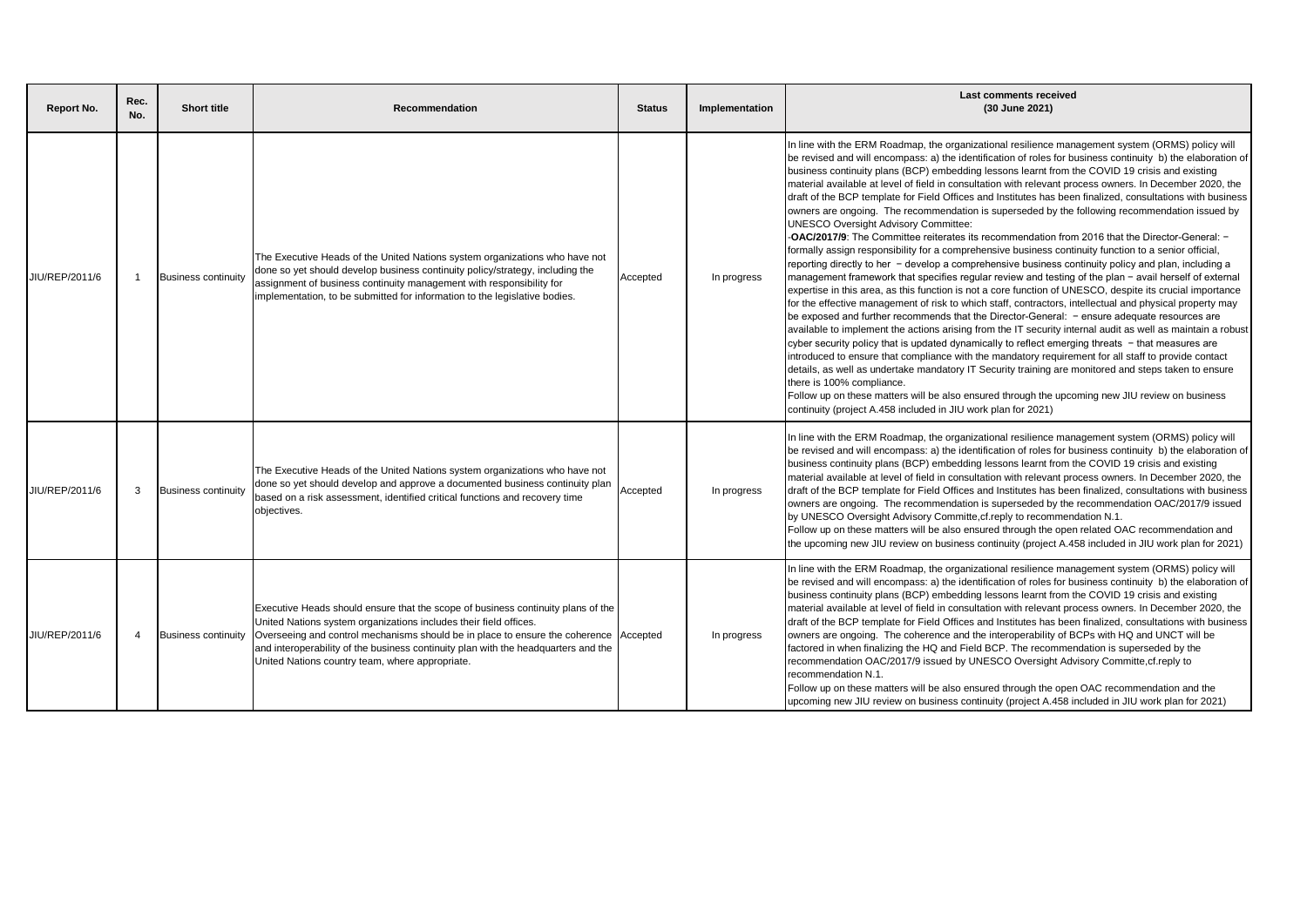| Report No. | Rec. No. | Short title | Recommendation | Status | Implementation | Last comments received (30 June 2021) |
|---|---|---|---|---|---|---|
| JIU/REP/2011/6 | 1 | Business continuity | The Executive Heads of the United Nations system organizations who have not done so yet should develop business continuity policy/strategy, including the assignment of business continuity management with responsibility for implementation, to be submitted for information to the legislative bodies. | Accepted | In progress | In line with the ERM Roadmap, the organizational resilience management system (ORMS) policy will be revised and will encompass: a) the identification of roles for business continuity b) the elaboration of business continuity plans (BCP) embedding lessons learnt from the COVID 19 crisis and existing material available at level of field in consultation with relevant process owners. In December 2020, the draft of the BCP template for Field Offices and Institutes has been finalized, consultations with business owners are ongoing. The recommendation is superseded by the following recommendation issued by UNESCO Oversight Advisory Committee: -**OAC/2017/9**: The Committee reiterates its recommendation from 2016 that the Director-General: − formally assign responsibility for a comprehensive business continuity function to a senior official, reporting directly to her − develop a comprehensive business continuity policy and plan, including a management framework that specifies regular review and testing of the plan − avail herself of external expertise in this area, as this function is not a core function of UNESCO, despite its crucial importance for the effective management of risk to which staff, contractors, intellectual and physical property may be exposed and further recommends that the Director-General: − ensure adequate resources are available to implement the actions arising from the IT security internal audit as well as maintain a robust cyber security policy that is updated dynamically to reflect emerging threats − that measures are introduced to ensure that compliance with the mandatory requirement for all staff to provide contact details, as well as undertake mandatory IT Security training are monitored and steps taken to ensure there is 100% compliance. Follow up on these matters will be also ensured through the upcoming new JIU review on business continuity (project A.458 included in JIU work plan for 2021) |
| JIU/REP/2011/6 | 3 | Business continuity | The Executive Heads of the United Nations system organizations who have not done so yet should develop and approve a documented business continuity plan based on a risk assessment, identified critical functions and recovery time objectives. | Accepted | In progress | In line with the ERM Roadmap, the organizational resilience management system (ORMS) policy will be revised and will encompass: a) the identification of roles for business continuity b) the elaboration of business continuity plans (BCP) embedding lessons learnt from the COVID 19 crisis and existing material available at level of field in consultation with relevant process owners. In December 2020, the draft of the BCP template for Field Offices and Institutes has been finalized, consultations with business owners are ongoing. The recommendation is superseded by the recommendation OAC/2017/9 issued by UNESCO Oversight Advisory Committe,cf.reply to recommendation N.1. Follow up on these matters will be also ensured through the open related OAC recommendation and the upcoming new JIU review on business continuity (project A.458 included in JIU work plan for 2021) |
| JIU/REP/2011/6 | 4 | Business continuity | Executive Heads should ensure that the scope of business continuity plans of the United Nations system organizations includes their field offices. Overseeing and control mechanisms should be in place to ensure the coherence and interoperability of the business continuity plan with the headquarters and the United Nations country team, where appropriate. | Accepted | In progress | In line with the ERM Roadmap, the organizational resilience management system (ORMS) policy will be revised and will encompass: a) the identification of roles for business continuity b) the elaboration of business continuity plans (BCP) embedding lessons learnt from the COVID 19 crisis and existing material available at level of field in consultation with relevant process owners. In December 2020, the draft of the BCP template for Field Offices and Institutes has been finalized, consultations with business owners are ongoing. The coherence and the interoperability of BCPs with HQ and UNCT will be factored in when finalizing the HQ and Field BCP. The recommendation is superseded by the recommendation OAC/2017/9 issued by UNESCO Oversight Advisory Committe,cf.reply to recommendation N.1. Follow up on these matters will be also ensured through the open OAC recommendation and the upcoming new JIU review on business continuity (project A.458 included in JIU work plan for 2021) |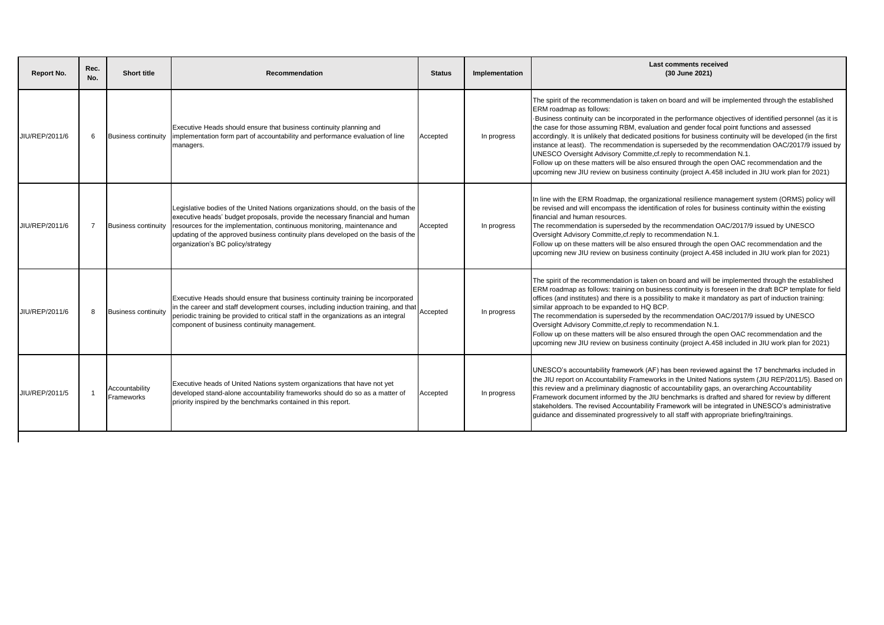| Report No. | Rec. No. | Short title | Recommendation | Status | Implementation | Last comments received (30 June 2021) |
|---|---|---|---|---|---|---|
| JIU/REP/2011/6 | 6 | Business continuity | Executive Heads should ensure that business continuity planning and implementation form part of accountability and performance evaluation of line managers. | Accepted | In progress | The spirit of the recommendation is taken on board and will be implemented through the established ERM roadmap as follows:<br>·Business continuity can be incorporated in the performance objectives of identified personnel (as it is the case for those assuming RBM, evaluation and gender focal point functions and assessed accordingly. It is unlikely that dedicated positions for business continuity will be developed (in the first instance at least). The recommendation is superseded by the recommendation OAC/2017/9 issued by UNESCO Oversight Advisory Committe,cf.reply to recommendation N.1.<br>Follow up on these matters will be also ensured through the open OAC recommendation and the upcoming new JIU review on business continuity (project A.458 included in JIU work plan for 2021) |
| JIU/REP/2011/6 | 7 | Business continuity | Legislative bodies of the United Nations organizations should, on the basis of the executive heads' budget proposals, provide the necessary financial and human resources for the implementation, continuous monitoring, maintenance and updating of the approved business continuity plans developed on the basis of the organization's BC policy/strategy | Accepted | In progress | In line with the ERM Roadmap, the organizational resilience management system (ORMS) policy will be revised and will encompass the identification of roles for business continuity within the existing financial and human resources.<br>The recommendation is superseded by the recommendation OAC/2017/9 issued by UNESCO Oversight Advisory Committe,cf.reply to recommendation N.1.<br>Follow up on these matters will be also ensured through the open OAC recommendation and the upcoming new JIU review on business continuity (project A.458 included in JIU work plan for 2021) |
| JIU/REP/2011/6 | 8 | Business continuity | Executive Heads should ensure that business continuity training be incorporated in the career and staff development courses, including induction training, and that periodic training be provided to critical staff in the organizations as an integral component of business continuity management. | Accepted | In progress | The spirit of the recommendation is taken on board and will be implemented through the established ERM roadmap as follows: training on business continuity is foreseen in the draft BCP template for field offices (and institutes) and there is a possibility to make it mandatory as part of induction training: similar approach to be expanded to HQ BCP.<br>The recommendation is superseded by the recommendation OAC/2017/9 issued by UNESCO Oversight Advisory Committe,cf.reply to recommendation N.1.<br>Follow up on these matters will be also ensured through the open OAC recommendation and the upcoming new JIU review on business continuity (project A.458 included in JIU work plan for 2021) |
| JIU/REP/2011/5 | 1 | Accountability Frameworks | Executive heads of United Nations system organizations that have not yet developed stand-alone accountability frameworks should do so as a matter of priority inspired by the benchmarks contained in this report. | Accepted | In progress | UNESCO's accountability framework (AF) has been reviewed against the 17 benchmarks included in the JIU report on Accountability Frameworks in the United Nations system (JIU REP/2011/5). Based on this review and a preliminary diagnostic of accountability gaps, an overarching Accountability Framework document informed by the JIU benchmarks is drafted and shared for review by different stakeholders. The revised Accountability Framework will be integrated in UNESCO's administrative guidance and disseminated progressively to all staff with appropriate briefing/trainings. |